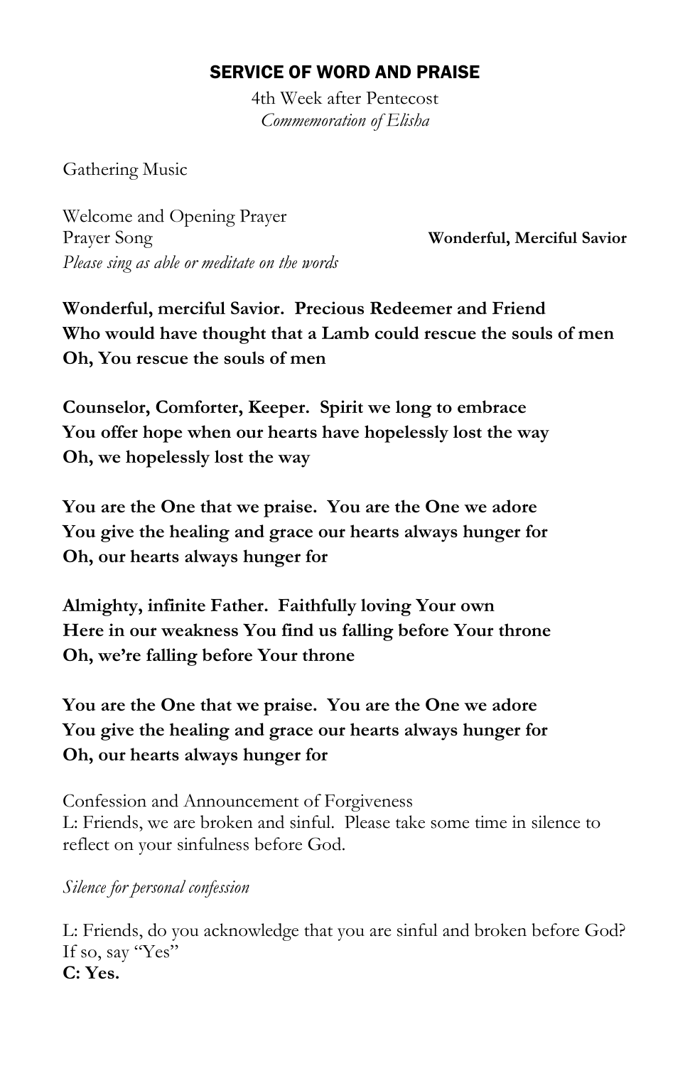# SERVICE OF WORD AND PRAISE

4th Week after Pentecost
*Commemoration of Elisha*

Gathering Music

Welcome and Opening Prayer
Prayer Song **Wonderful, Merciful Savior**
*Please sing as able or meditate on the words*

**Wonderful, merciful Savior. Precious Redeemer and Friend**
**Who would have thought that a Lamb could rescue the souls of men**
**Oh, You rescue the souls of men**

**Counselor, Comforter, Keeper. Spirit we long to embrace**
**You offer hope when our hearts have hopelessly lost the way**
**Oh, we hopelessly lost the way**

**You are the One that we praise. You are the One we adore**
**You give the healing and grace our hearts always hunger for**
**Oh, our hearts always hunger for**

**Almighty, infinite Father. Faithfully loving Your own**
**Here in our weakness You find us falling before Your throne**
**Oh, we're falling before Your throne**

**You are the One that we praise. You are the One we adore**
**You give the healing and grace our hearts always hunger for**
**Oh, our hearts always hunger for**

Confession and Announcement of Forgiveness
L: Friends, we are broken and sinful. Please take some time in silence to reflect on your sinfulness before God.

*Silence for personal confession*

L: Friends, do you acknowledge that you are sinful and broken before God? If so, say "Yes"
**C: Yes.**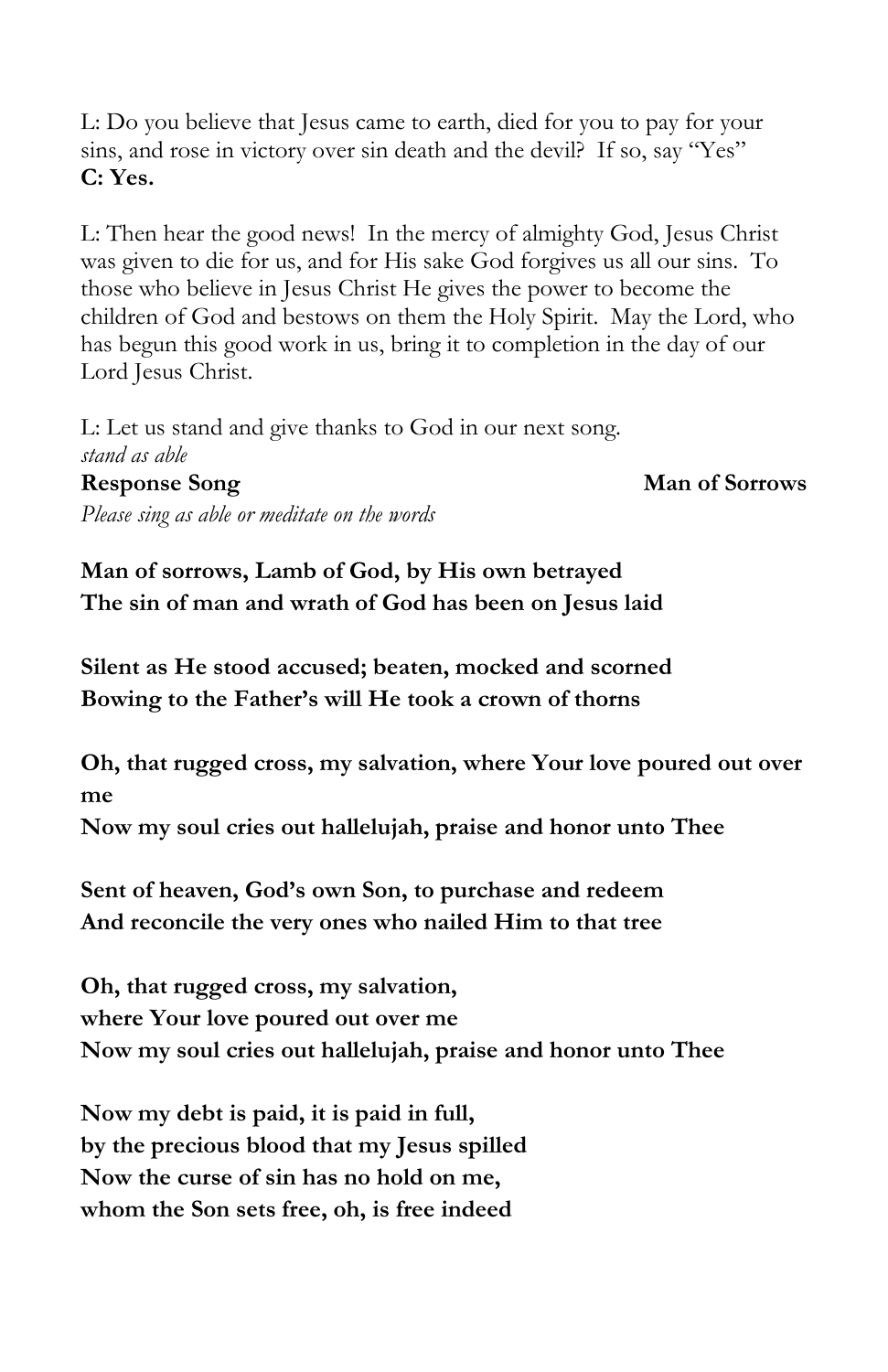L: Do you believe that Jesus came to earth, died for you to pay for your sins, and rose in victory over sin death and the devil? If so, say "Yes"
**C: Yes.**

L: Then hear the good news! In the mercy of almighty God, Jesus Christ was given to die for us, and for His sake God forgives us all our sins. To those who believe in Jesus Christ He gives the power to become the children of God and bestows on them the Holy Spirit. May the Lord, who has begun this good work in us, bring it to completion in the day of our Lord Jesus Christ.

L: Let us stand and give thanks to God in our next song.
*stand as able*

**Response Song** **Man of Sorrows**

*Please sing as able or meditate on the words*

**Man of sorrows, Lamb of God, by His own betrayed**
**The sin of man and wrath of God has been on Jesus laid**

**Silent as He stood accused; beaten, mocked and scorned**
**Bowing to the Father's will He took a crown of thorns**

**Oh, that rugged cross, my salvation, where Your love poured out over me**
**Now my soul cries out hallelujah, praise and honor unto Thee**

**Sent of heaven, God's own Son, to purchase and redeem**
**And reconcile the very ones who nailed Him to that tree**

**Oh, that rugged cross, my salvation,**
**where Your love poured out over me**
**Now my soul cries out hallelujah, praise and honor unto Thee**

**Now my debt is paid, it is paid in full,**
**by the precious blood that my Jesus spilled**
**Now the curse of sin has no hold on me,**
**whom the Son sets free, oh, is free indeed**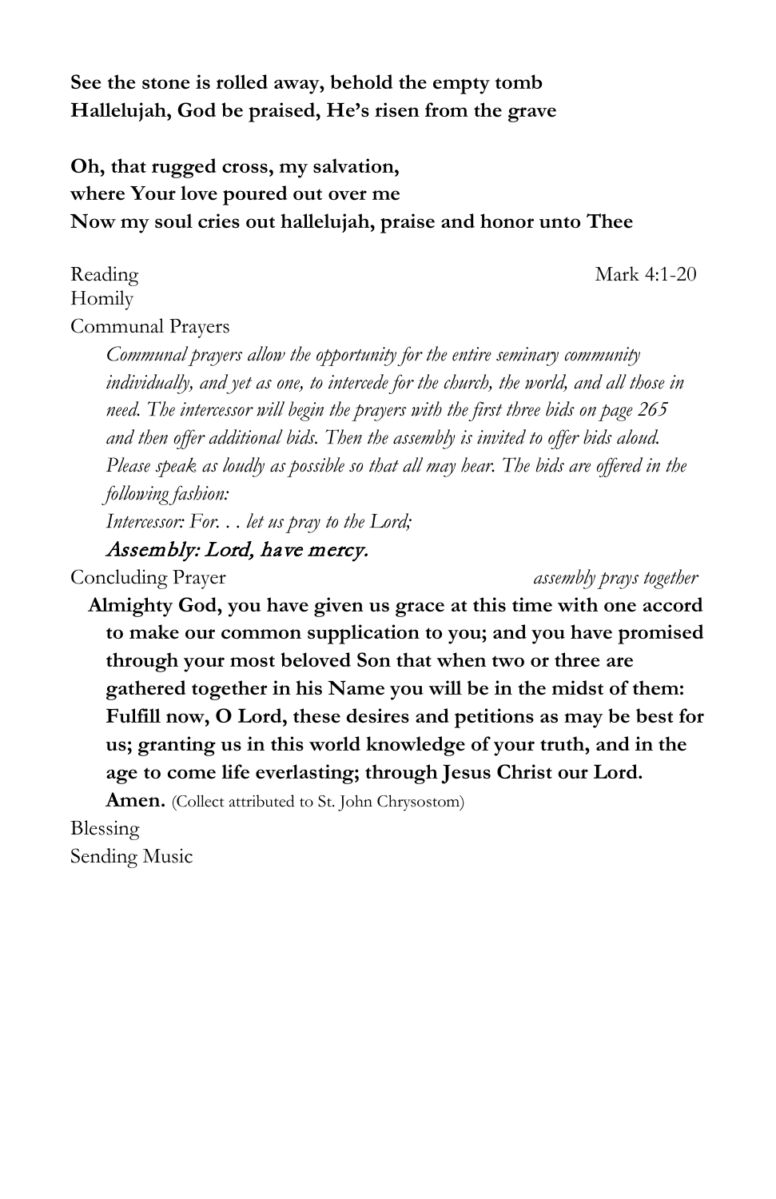**See the stone is rolled away, behold the empty tomb**
**Hallelujah, God be praised, He's risen from the grave**

**Oh, that rugged cross, my salvation,**
**where Your love poured out over me**
**Now my soul cries out hallelujah, praise and honor unto Thee**

Reading Mark 4:1-20

Homily

Communal Prayers

*Communal prayers allow the opportunity for the entire seminary community individually, and yet as one, to intercede for the church, the world, and all those in need. The intercessor will begin the prayers with the first three bids on page 265 and then offer additional bids. Then the assembly is invited to offer bids aloud. Please speak as loudly as possible so that all may hear. The bids are offered in the following fashion:*

*Intercessor: For. . . let us pray to the Lord;*

*Assembly: Lord, have mercy.*

Concluding Prayer *assembly prays together*

**Almighty God, you have given us grace at this time with one accord to make our common supplication to you; and you have promised through your most beloved Son that when two or three are gathered together in his Name you will be in the midst of them: Fulfill now, O Lord, these desires and petitions as may be best for us; granting us in this world knowledge of your truth, and in the age to come life everlasting; through Jesus Christ our Lord. Amen.** (Collect attributed to St. John Chrysostom)

Blessing

Sending Music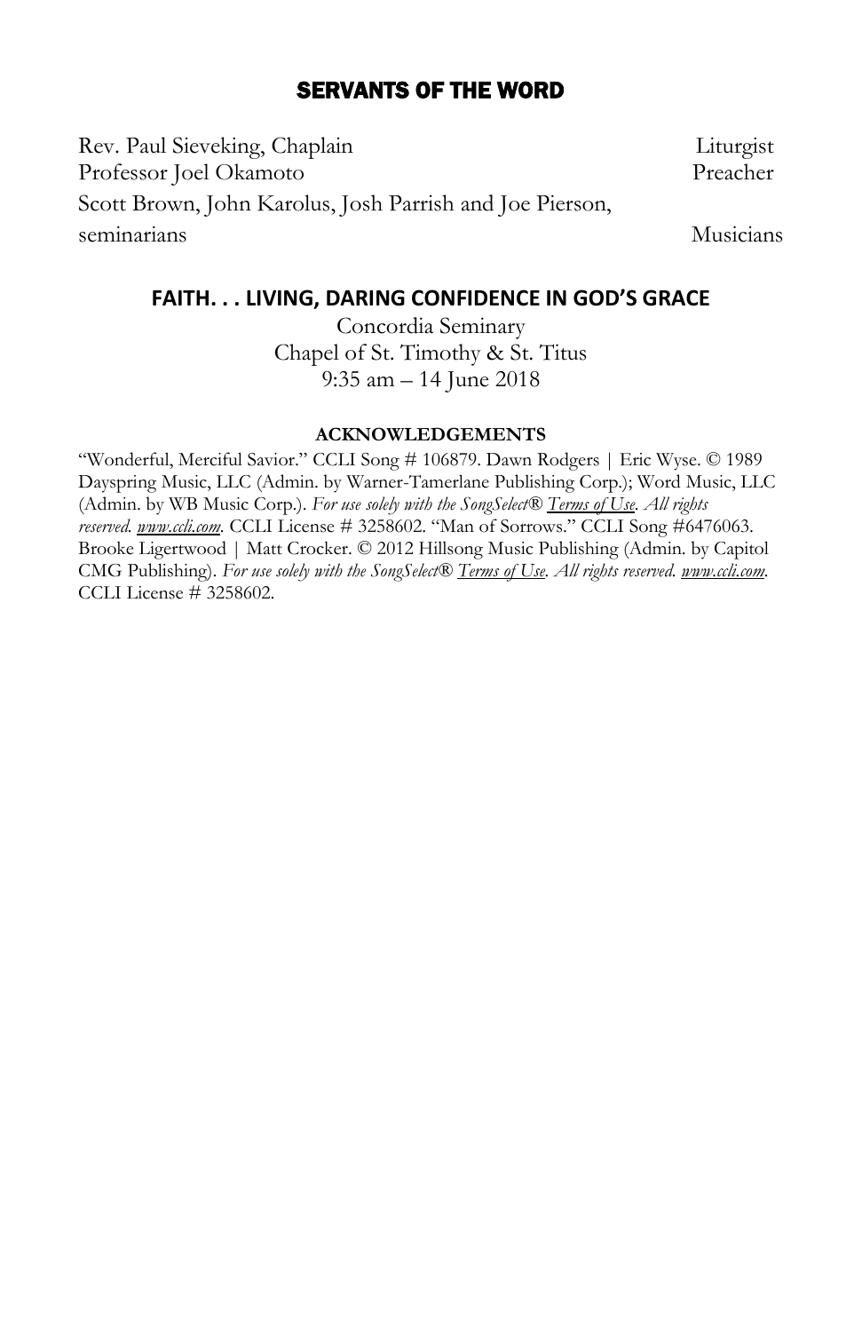## SERVANTS OF THE WORD

Rev. Paul Sieveking, Chaplain — Liturgist
Professor Joel Okamoto — Preacher
Scott Brown, John Karolus, Josh Parrish and Joe Pierson, seminarians — Musicians

## FAITH. . . LIVING, DARING CONFIDENCE IN GOD'S GRACE

Concordia Seminary
Chapel of St. Timothy & St. Titus
9:35 am – 14 June 2018

**ACKNOWLEDGEMENTS**

"Wonderful, Merciful Savior." CCLI Song # 106879. Dawn Rodgers | Eric Wyse. © 1989 Dayspring Music, LLC (Admin. by Warner-Tamerlane Publishing Corp.); Word Music, LLC (Admin. by WB Music Corp.). *For use solely with the SongSelect® Terms of Use. All rights reserved. www.ccli.com.* CCLI License # 3258602. "Man of Sorrows." CCLI Song #6476063. Brooke Ligertwood | Matt Crocker. © 2012 Hillsong Music Publishing (Admin. by Capitol CMG Publishing). *For use solely with the SongSelect® Terms of Use. All rights reserved. www.ccli.com.* CCLI License # 3258602.